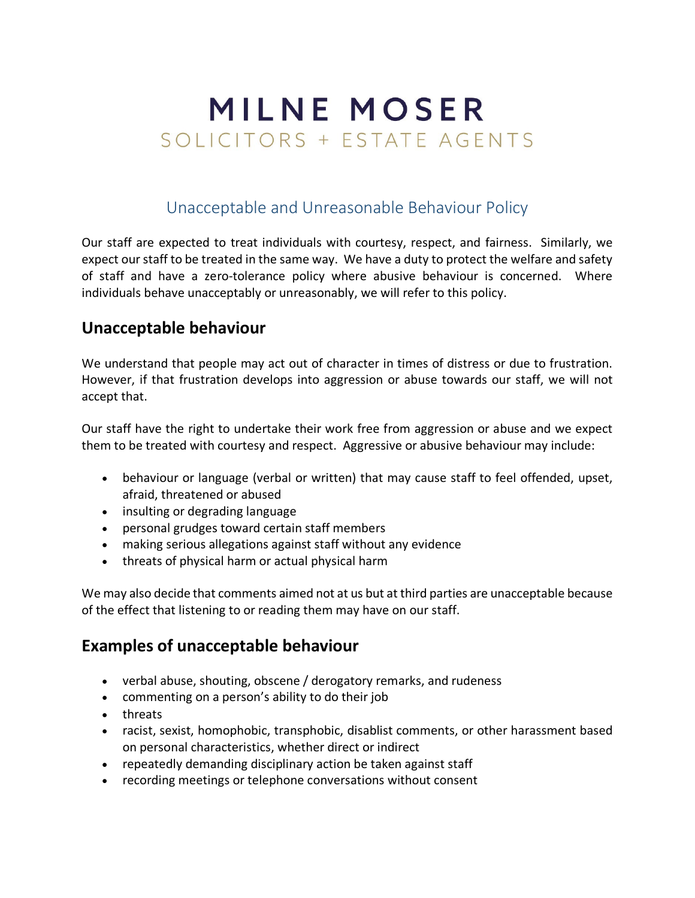# MILNE MOSER

SOLICITORS + ESTATE AGENTS

## Unacceptable and Unreasonable Behaviour Policy

Our staff are expected to treat individuals with courtesy, respect, and fairness. Similarly, we expect our staff to be treated in the same way. We have a duty to protect the welfare and safety of staff and have a zero-tolerance policy where abusive behaviour is concerned. Where individuals behave unacceptably or unreasonably, we will refer to this policy.

## Unacceptable behaviour

We understand that people may act out of character in times of distress or due to frustration. However, if that frustration develops into aggression or abuse towards our staff, we will not accept that.

Our staff have the right to undertake their work free from aggression or abuse and we expect them to be treated with courtesy and respect. Aggressive or abusive behaviour may include:

- behaviour or language (verbal or written) that may cause staff to feel offended, upset, afraid, threatened or abused
- insulting or degrading language
- personal grudges toward certain staff members
- making serious allegations against staff without any evidence
- threats of physical harm or actual physical harm

We may also decide that comments aimed not at us but at third parties are unacceptable because of the effect that listening to or reading them may have on our staff.

## Examples of unacceptable behaviour

- verbal abuse, shouting, obscene / derogatory remarks, and rudeness
- commenting on a person's ability to do their job
- threats
- racist, sexist, homophobic, transphobic, disablist comments, or other harassment based on personal characteristics, whether direct or indirect
- repeatedly demanding disciplinary action be taken against staff
- recording meetings or telephone conversations without consent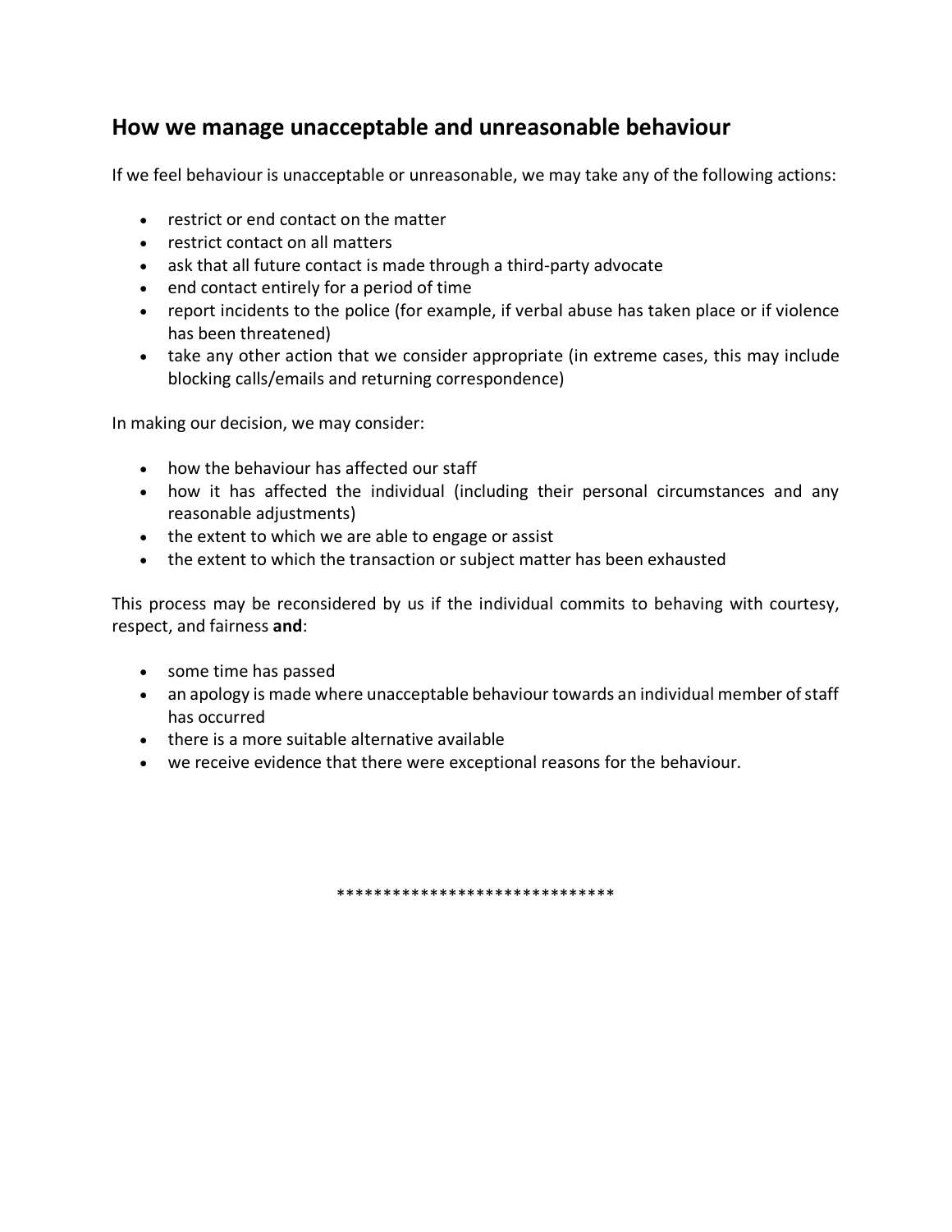## How we manage unacceptable and unreasonable behaviour

If we feel behaviour is unacceptable or unreasonable, we may take any of the following actions:

- restrict or end contact on the matter
- restrict contact on all matters
- ask that all future contact is made through a third-party advocate
- end contact entirely for a period of time
- report incidents to the police (for example, if verbal abuse has taken place or if violence has been threatened)
- take any other action that we consider appropriate (in extreme cases, this may include blocking calls/emails and returning correspondence)

In making our decision, we may consider:

- how the behaviour has affected our staff
- how it has affected the individual (including their personal circumstances and any reasonable adjustments)
- the extent to which we are able to engage or assist
- the extent to which the transaction or subject matter has been exhausted

This process may be reconsidered by us if the individual commits to behaving with courtesy, respect, and fairness **and**:

- some time has passed
- an apology is made where unacceptable behaviour towards an individual member of staff has occurred
- there is a more suitable alternative available
- we receive evidence that there were exceptional reasons for the behaviour.

******************************